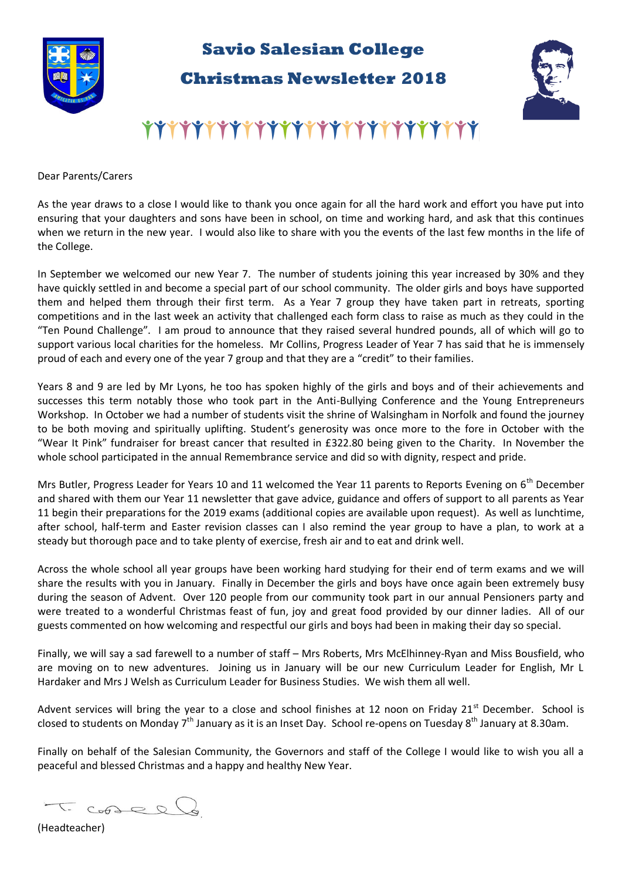# Savio Salesian College

## Christmas Newsletter 2018

Dear Parents/Carers

As the year draws to a close I would like to thank you once again for all the hard work and effort you have put into ensuring that your daughters and sons have been in school, on time and working hard, and ask that this continues when we return in the new year. I would also like to share with you the events of the last few months in the life of the College.

In September we welcomed our new Year 7. The number of students joining this year increased by 30% and they have quickly settled in and become a special part of our school community. The older girls and boys have supported them and helped them through their first term. As a Year 7 group they have taken part in retreats, sporting competitions and in the last week an activity that challenged each form class to raise as much as they could in the "Ten Pound Challenge". I am proud to announce that they raised several hundred pounds, all of which will go to support various local charities for the homeless. Mr Collins, Progress Leader of Year 7 has said that he is immensely proud of each and every one of the year 7 group and that they are a "credit" to their families.

Years 8 and 9 are led by Mr Lyons, he too has spoken highly of the girls and boys and of their achievements and successes this term notably those who took part in the Anti-Bullying Conference and the Young Entrepreneurs Workshop. In October we had a number of students visit the shrine of Walsingham in Norfolk and found the journey to be both moving and spiritually uplifting. Student's generosity was once more to the fore in October with the "Wear It Pink" fundraiser for breast cancer that resulted in £322.80 being given to the Charity. In November the whole school participated in the annual Remembrance service and did so with dignity, respect and pride.

Mrs Butler, Progress Leader for Years 10 and 11 welcomed the Year 11 parents to Reports Evening on 6th December and shared with them our Year 11 newsletter that gave advice, guidance and offers of support to all parents as Year 11 begin their preparations for the 2019 exams (additional copies are available upon request). As well as lunchtime, after school, half-term and Easter revision classes can I also remind the year group to have a plan, to work at a steady but thorough pace and to take plenty of exercise, fresh air and to eat and drink well.

Across the whole school all year groups have been working hard studying for their end of term exams and we will share the results with you in January. Finally in December the girls and boys have once again been extremely busy during the season of Advent. Over 120 people from our community took part in our annual Pensioners party and were treated to a wonderful Christmas feast of fun, joy and great food provided by our dinner ladies. All of our guests commented on how welcoming and respectful our girls and boys had been in making their day so special.

Finally, we will say a sad farewell to a number of staff – Mrs Roberts, Mrs McElhinney-Ryan and Miss Bousfield, who are moving on to new adventures. Joining us in January will be our new Curriculum Leader for English, Mr L Hardaker and Mrs J Welsh as Curriculum Leader for Business Studies. We wish them all well.

Advent services will bring the year to a close and school finishes at 12 noon on Friday 21st December. School is closed to students on Monday 7th January as it is an Inset Day. School re-opens on Tuesday 8th January at 8.30am.

Finally on behalf of the Salesian Community, the Governors and staff of the College I would like to wish you all a peaceful and blessed Christmas and a happy and healthy New Year.

(Headteacher)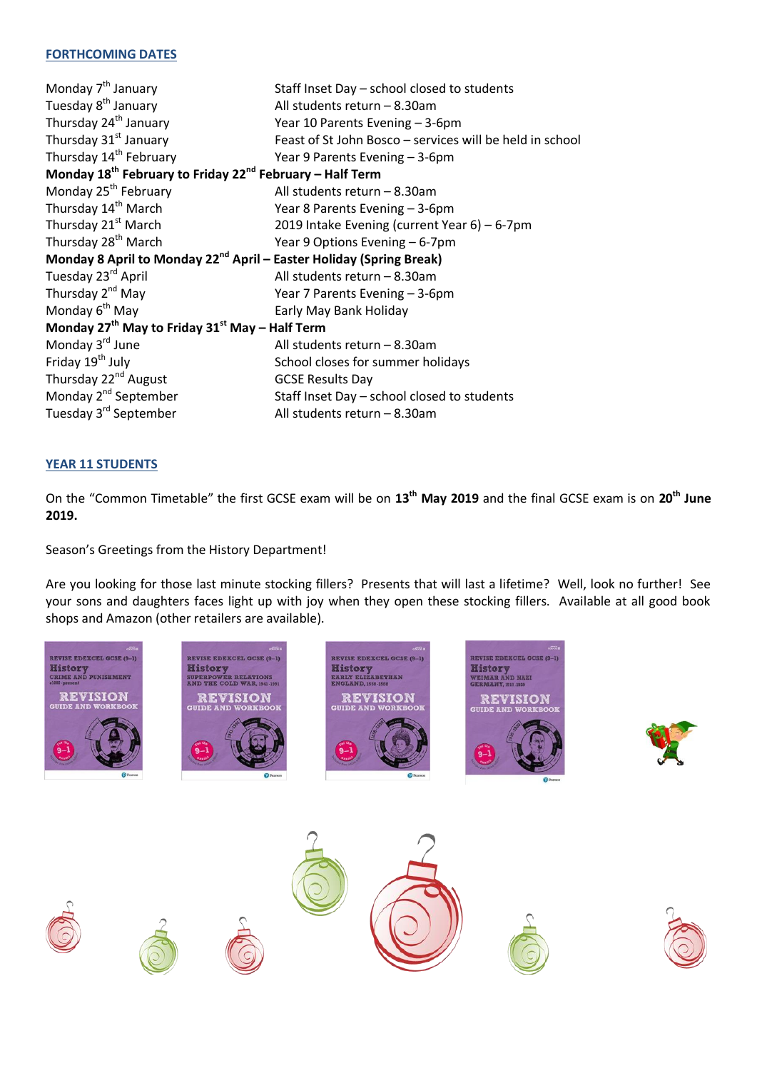## FORTHCOMING DATES

| | |
|---|---|
| Monday 7th January | Staff Inset Day – school closed to students |
| Tuesday 8th January | All students return – 8.30am |
| Thursday 24th January | Year 10 Parents Evening – 3-6pm |
| Thursday 31st January | Feast of St John Bosco – services will be held in school |
| Thursday 14th February | Year 9 Parents Evening – 3-6pm |
| **Monday 18th February to Friday 22nd February – Half Term** | |
| Monday 25th February | All students return – 8.30am |
| Thursday 14th March | Year 8 Parents Evening – 3-6pm |
| Thursday 21st March | 2019 Intake Evening (current Year 6) – 6-7pm |
| Thursday 28th March | Year 9 Options Evening – 6-7pm |
| **Monday 8 April to Monday 22nd April – Easter Holiday (Spring Break)** | |
| Tuesday 23rd April | All students return – 8.30am |
| Thursday 2nd May | Year 7 Parents Evening – 3-6pm |
| Monday 6th May | Early May Bank Holiday |
| **Monday 27th May to Friday 31st May – Half Term** | |
| Monday 3rd June | All students return – 8.30am |
| Friday 19th July | School closes for summer holidays |
| Thursday 22nd August | GCSE Results Day |
| Monday 2nd September | Staff Inset Day – school closed to students |
| Tuesday 3rd September | All students return – 8.30am |

## YEAR 11 STUDENTS

On the "Common Timetable" the first GCSE exam will be on **13th May 2019** and the final GCSE exam is on **20th June 2019.**

Season's Greetings from the History Department!

Are you looking for those last minute stocking fillers? Presents that will last a lifetime? Well, look no further! See your sons and daughters faces light up with joy when they open these stocking fillers. Available at all good book shops and Amazon (other retailers are available).